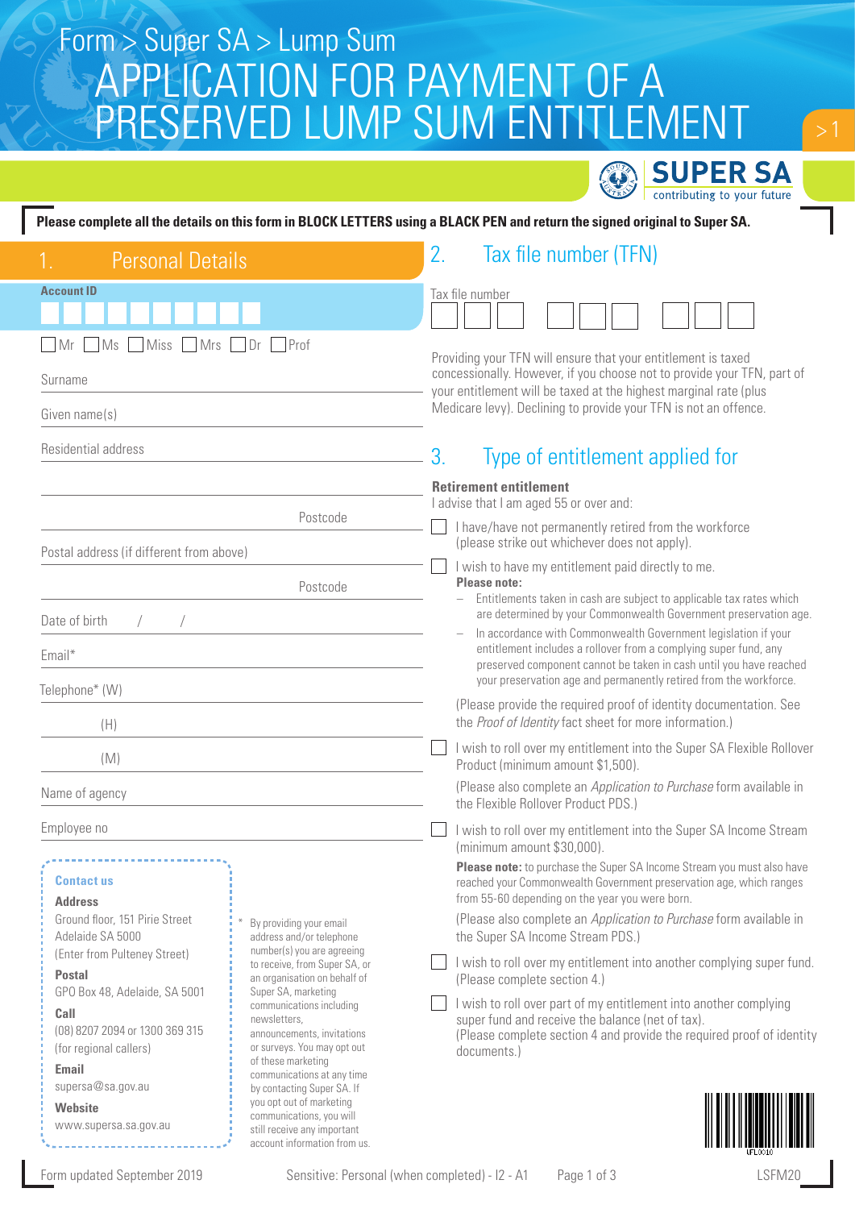# Form > Super SA > Lump Sum

# APPLICATION FOR PAYMENT OF A PRESERVED LUMP SUM ENTITLEMENT

SUPER SA
contributing to your future

**Please complete all the details on this form in BLOCK LETTERS using a BLACK PEN and return the signed original to Super SA.**

## 1. Personal Details

**Account ID**

☐ Mr ☐ Ms ☐ Miss ☐ Mrs ☐ Dr ☐ Prof

Surname

Given name(s)

Residential address

Postcode

Postal address (if different from above)

Postcode

Date of birth / /

Email*

Telephone* (W)

(H)

(M)

Name of agency

Employee no

**Contact us**

**Address**
Ground floor, 151 Pirie Street
Adelaide SA 5000
(Enter from Pulteney Street)

**Postal**
GPO Box 48, Adelaide, SA 5001

**Call**
(08) 8207 2094 or 1300 369 315
(for regional callers)

**Email**
supersa@sa.gov.au

**Website**
www.supersa.sa.gov.au

\* By providing your email address and/or telephone number(s) you are agreeing to receive, from Super SA, or an organisation on behalf of Super SA, marketing communications including newsletters, announcements, invitations or surveys. You may opt out of these marketing communications at any time by contacting Super SA. If you opt out of marketing communications, you will still receive any important account information from us.

## 2. Tax file number (TFN)

Tax file number

Providing your TFN will ensure that your entitlement is taxed concessionally. However, if you choose not to provide your TFN, part of your entitlement will be taxed at the highest marginal rate (plus Medicare levy). Declining to provide your TFN is not an offence.

## 3. Type of entitlement applied for

**Retirement entitlement**

I advise that I am aged 55 or over and:

☐ I have/have not permanently retired from the workforce (please strike out whichever does not apply).

☐ I wish to have my entitlement paid directly to me.

**Please note:**

- Entitlements taken in cash are subject to applicable tax rates which are determined by your Commonwealth Government preservation age.
- In accordance with Commonwealth Government legislation if your entitlement includes a rollover from a complying super fund, any preserved component cannot be taken in cash until you have reached your preservation age and permanently retired from the workforce.

(Please provide the required proof of identity documentation. See the *Proof of Identity* fact sheet for more information.)

☐ I wish to roll over my entitlement into the Super SA Flexible Rollover Product (minimum amount $1,500).

(Please also complete an *Application to Purchase* form available in the Flexible Rollover Product PDS.)

☐ I wish to roll over my entitlement into the Super SA Income Stream (minimum amount $30,000).

**Please note:** to purchase the Super SA Income Stream you must also have reached your Commonwealth Government preservation age, which ranges from 55-60 depending on the year you were born.

(Please also complete an *Application to Purchase* form available in the Super SA Income Stream PDS.)

☐ I wish to roll over my entitlement into another complying super fund. (Please complete section 4.)

☐ I wish to roll over part of my entitlement into another complying super fund and receive the balance (net of tax). (Please complete section 4 and provide the required proof of identity documents.)

UFL0010

Form updated September 2019 Sensitive: Personal (when completed) - I2 - A1 LSFM20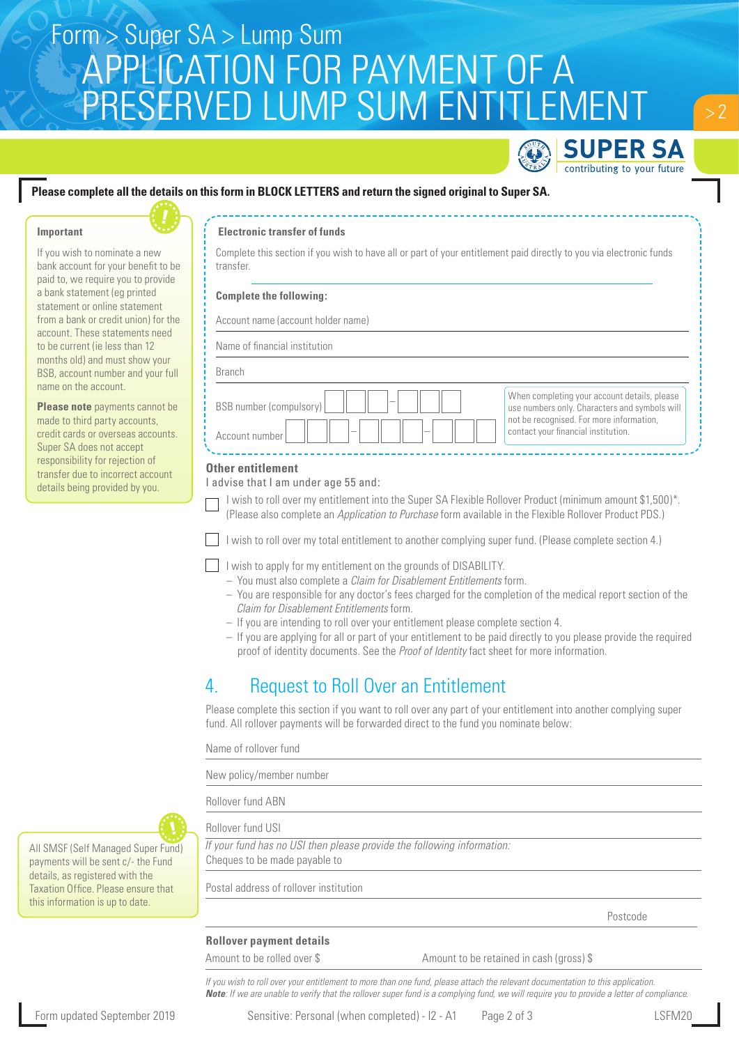# Form > Super SA > Lump Sum
# APPLICATION FOR PAYMENT OF A PRESERVED LUMP SUM ENTITLEMENT

**Please complete all the details on this form in BLOCK LETTERS and return the signed original to Super SA.**

**Important**

If you wish to nominate a new bank account for your benefit to be paid to, we require you to provide a bank statement (eg printed statement or online statement from a bank or credit union) for the account. These statements need to be current (ie less than 12 months old) and must show your BSB, account number and your full name on the account.

**Please note** payments cannot be made to third party accounts, credit cards or overseas accounts. Super SA does not accept responsibility for rejection of transfer due to incorrect account details being provided by you.

**Electronic transfer of funds**

Complete this section if you wish to have all or part of your entitlement paid directly to you via electronic funds transfer.

**Complete the following:**

Account name (account holder name)

Name of financial institution

Branch

BSB number (compulsory) ☐☐☐ – ☐☐☐

Account number ☐☐☐ – ☐☐☐ – ☐☐☐

When completing your account details, please use numbers only. Characters and symbols will not be recognised. For more information, contact your financial institution.

**Other entitlement**

I advise that I am under age 55 and:

☐ I wish to roll over my entitlement into the Super SA Flexible Rollover Product (minimum amount $1,500)*. (Please also complete an *Application to Purchase* form available in the Flexible Rollover Product PDS.)

☐ I wish to roll over my total entitlement to another complying super fund. (Please complete section 4.)

☐ I wish to apply for my entitlement on the grounds of DISABILITY.
- You must also complete a *Claim for Disablement Entitlements* form.
- You are responsible for any doctor's fees charged for the completion of the medical report section of the *Claim for Disablement Entitlements* form.
- If you are intending to roll over your entitlement please complete section 4.
- If you are applying for all or part of your entitlement to be paid directly to you please provide the required proof of identity documents. See the *Proof of Identity* fact sheet for more information.

## 4. Request to Roll Over an Entitlement

Please complete this section if you want to roll over any part of your entitlement into another complying super fund. All rollover payments will be forwarded direct to the fund you nominate below:

Name of rollover fund

New policy/member number

Rollover fund ABN

Rollover fund USI

*If your fund has no USI then please provide the following information:*

Cheques to be made payable to

Postal address of rollover institution

Postcode

All SMSF (Self Managed Super Fund) payments will be sent c/- the Fund details, as registered with the Taxation Office. Please ensure that this information is up to date.

**Rollover payment details**

Amount to be rolled over $ &emsp; Amount to be retained in cash (gross) $

*If you wish to roll over your entitlement to more than one fund, please attach the relevant documentation to this application.*

***Note**: If we are unable to verify that the rollover super fund is a complying fund, we will require you to provide a letter of compliance.*

Form updated September 2019 &emsp; Sensitive: Personal (when completed) - I2 - A1 &emsp; LSFM20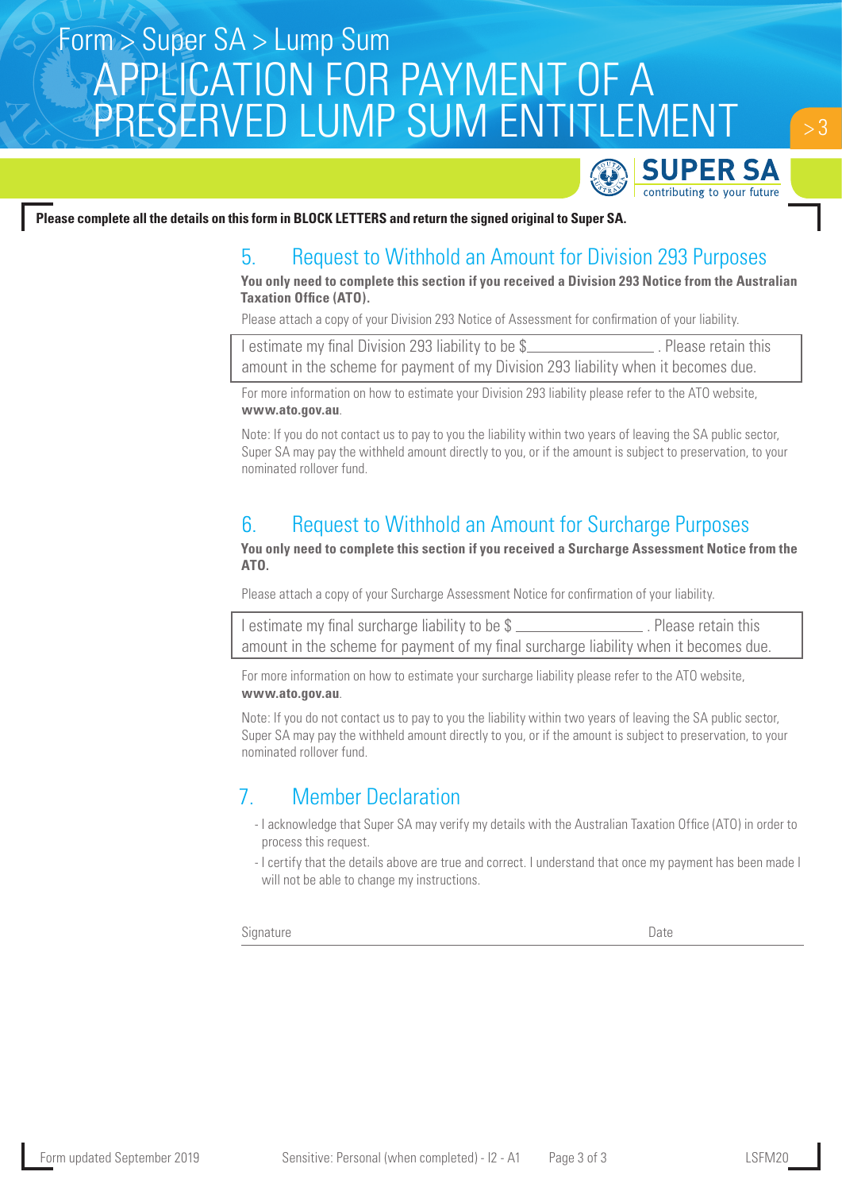Form > Super SA > Lump Sum

# APPLICATION FOR PAYMENT OF A PRESERVED LUMP SUM ENTITLEMENT

**Please complete all the details on this form in BLOCK LETTERS and return the signed original to Super SA.**

## 5. Request to Withhold an Amount for Division 293 Purposes

**You only need to complete this section if you received a Division 293 Notice from the Australian Taxation Office (ATO).**

Please attach a copy of your Division 293 Notice of Assessment for confirmation of your liability.

I estimate my final Division 293 liability to be $_______________ . Please retain this amount in the scheme for payment of my Division 293 liability when it becomes due.

For more information on how to estimate your Division 293 liability please refer to the ATO website, **www.ato.gov.au**.

Note: If you do not contact us to pay to you the liability within two years of leaving the SA public sector, Super SA may pay the withheld amount directly to you, or if the amount is subject to preservation, to your nominated rollover fund.

## 6. Request to Withhold an Amount for Surcharge Purposes

**You only need to complete this section if you received a Surcharge Assessment Notice from the ATO.**

Please attach a copy of your Surcharge Assessment Notice for confirmation of your liability.

I estimate my final surcharge liability to be $ _______________ . Please retain this amount in the scheme for payment of my final surcharge liability when it becomes due.

For more information on how to estimate your surcharge liability please refer to the ATO website, **www.ato.gov.au**.

Note: If you do not contact us to pay to you the liability within two years of leaving the SA public sector, Super SA may pay the withheld amount directly to you, or if the amount is subject to preservation, to your nominated rollover fund.

## 7. Member Declaration

- I acknowledge that Super SA may verify my details with the Australian Taxation Office (ATO) in order to process this request.
- I certify that the details above are true and correct. I understand that once my payment has been made I will not be able to change my instructions.

Signature _______________ Date _______________

Form updated September 2019 Sensitive: Personal (when completed) - I2 - A1 LSFM20